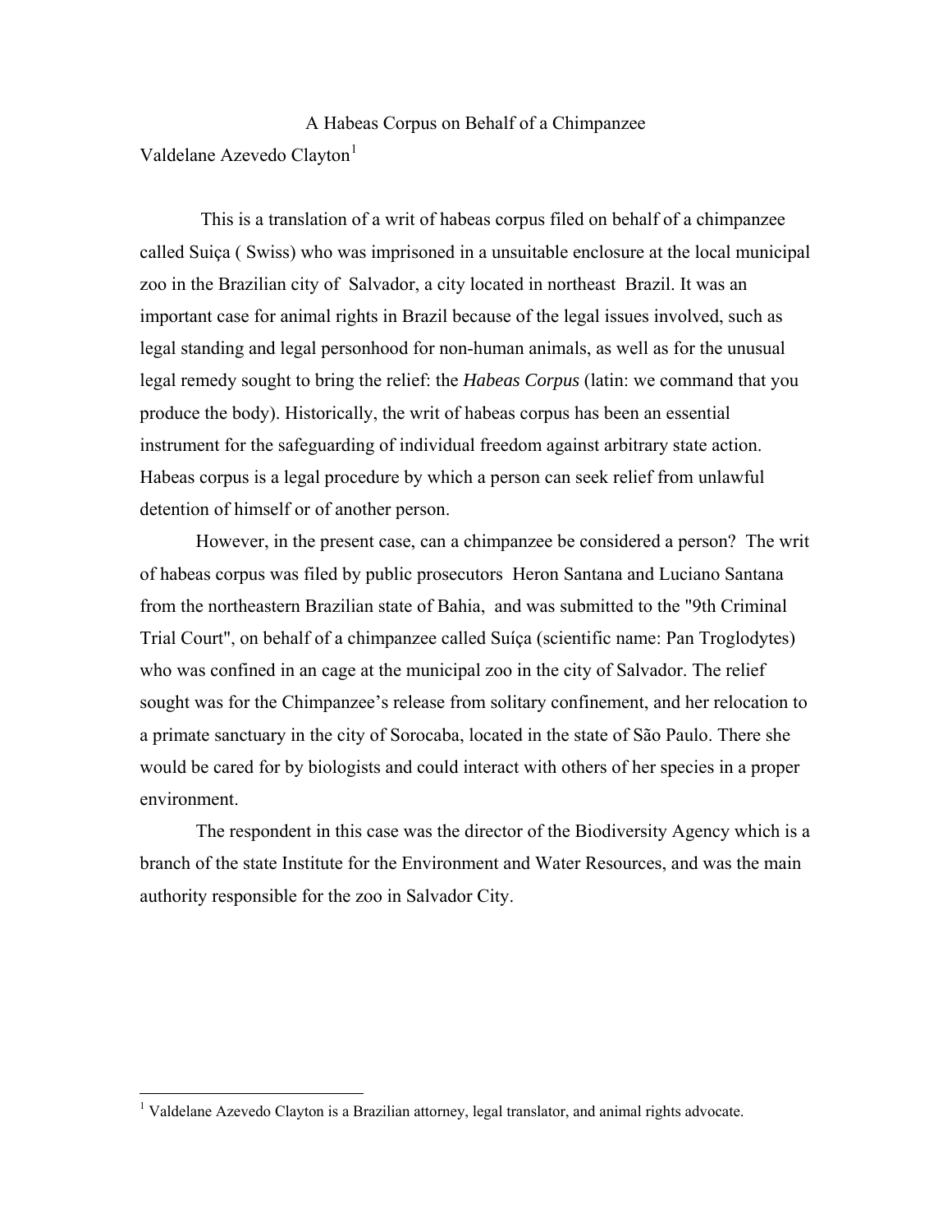# A Habeas Corpus on Behalf of a Chimpanzee

Valdelane Azevedo Clayton[1]

This is a translation of a writ of habeas corpus filed on behalf of a chimpanzee called Suiça ( Swiss) who was imprisoned in a unsuitable enclosure at the local municipal zoo in the Brazilian city of Salvador, a city located in northeast Brazil. It was an important case for animal rights in Brazil because of the legal issues involved, such as legal standing and legal personhood for non-human animals, as well as for the unusual legal remedy sought to bring the relief: the *Habeas Corpus* (latin: we command that you produce the body). Historically, the writ of habeas corpus has been an essential instrument for the safeguarding of individual freedom against arbitrary state action. Habeas corpus is a legal procedure by which a person can seek relief from unlawful detention of himself or of another person.

However, in the present case, can a chimpanzee be considered a person? The writ of habeas corpus was filed by public prosecutors Heron Santana and Luciano Santana from the northeastern Brazilian state of Bahia, and was submitted to the "9th Criminal Trial Court", on behalf of a chimpanzee called Suíça (scientific name: Pan Troglodytes) who was confined in an cage at the municipal zoo in the city of Salvador. The relief sought was for the Chimpanzee's release from solitary confinement, and her relocation to a primate sanctuary in the city of Sorocaba, located in the state of São Paulo. There she would be cared for by biologists and could interact with others of her species in a proper environment.

The respondent in this case was the director of the Biodiversity Agency which is a branch of the state Institute for the Environment and Water Resources, and was the main authority responsible for the zoo in Salvador City.

---

[1] Valdelane Azevedo Clayton is a Brazilian attorney, legal translator, and animal rights advocate.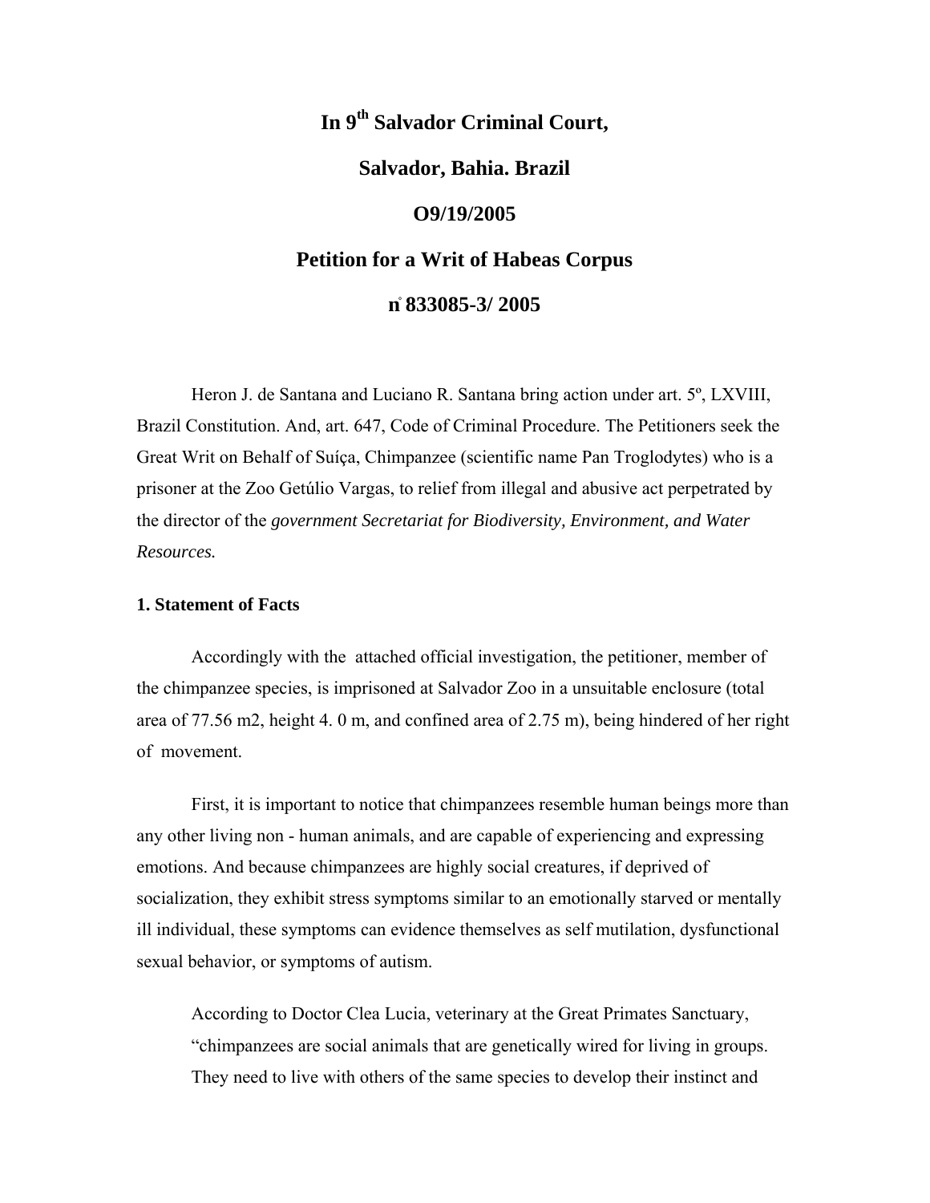# In 9th Salvador Criminal Court,

# Salvador, Bahia. Brazil

# O9/19/2005

# Petition for a Writ of Habeas Corpus

# n° 833085-3/ 2005

Heron J. de Santana and Luciano R. Santana bring action under art. 5º, LXVIII, Brazil Constitution. And, art. 647, Code of Criminal Procedure. The Petitioners seek the Great Writ on Behalf of Suíça, Chimpanzee (scientific name Pan Troglodytes) who is a prisoner at the Zoo Getúlio Vargas, to relief from illegal and abusive act perpetrated by the director of the *government Secretariat for Biodiversity, Environment, and Water Resources.*

### 1. Statement of Facts

Accordingly with the attached official investigation, the petitioner, member of the chimpanzee species, is imprisoned at Salvador Zoo in a unsuitable enclosure (total area of 77.56 m2, height 4. 0 m, and confined area of 2.75 m), being hindered of her right of movement.

First, it is important to notice that chimpanzees resemble human beings more than any other living non - human animals, and are capable of experiencing and expressing emotions. And because chimpanzees are highly social creatures, if deprived of socialization, they exhibit stress symptoms similar to an emotionally starved or mentally ill individual, these symptoms can evidence themselves as self mutilation, dysfunctional sexual behavior, or symptoms of autism.

> According to Doctor Clea Lucia, veterinary at the Great Primates Sanctuary, "chimpanzees are social animals that are genetically wired for living in groups. They need to live with others of the same species to develop their instinct and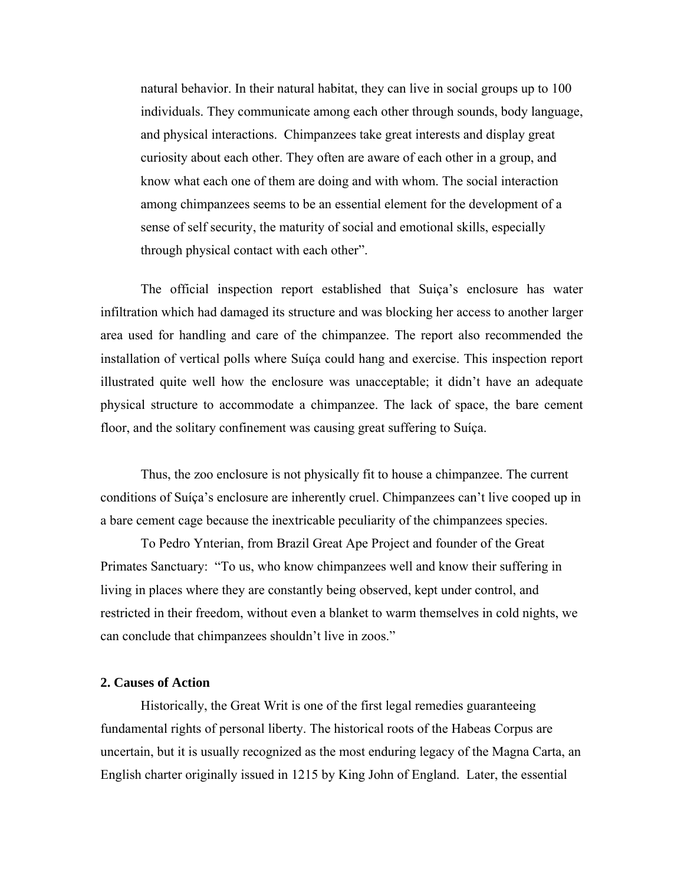> natural behavior. In their natural habitat, they can live in social groups up to 100 individuals. They communicate among each other through sounds, body language, and physical interactions. Chimpanzees take great interests and display great curiosity about each other. They often are aware of each other in a group, and know what each one of them are doing and with whom. The social interaction among chimpanzees seems to be an essential element for the development of a sense of self security, the maturity of social and emotional skills, especially through physical contact with each other".

The official inspection report established that Suiça's enclosure has water infiltration which had damaged its structure and was blocking her access to another larger area used for handling and care of the chimpanzee. The report also recommended the installation of vertical polls where Suíça could hang and exercise. This inspection report illustrated quite well how the enclosure was unacceptable; it didn't have an adequate physical structure to accommodate a chimpanzee. The lack of space, the bare cement floor, and the solitary confinement was causing great suffering to Suíça.

Thus, the zoo enclosure is not physically fit to house a chimpanzee. The current conditions of Suíça's enclosure are inherently cruel. Chimpanzees can't live cooped up in a bare cement cage because the inextricable peculiarity of the chimpanzees species.

To Pedro Ynterian, from Brazil Great Ape Project and founder of the Great Primates Sanctuary: "To us, who know chimpanzees well and know their suffering in living in places where they are constantly being observed, kept under control, and restricted in their freedom, without even a blanket to warm themselves in cold nights, we can conclude that chimpanzees shouldn't live in zoos."

**2. Causes of Action**

Historically, the Great Writ is one of the first legal remedies guaranteeing fundamental rights of personal liberty. The historical roots of the Habeas Corpus are uncertain, but it is usually recognized as the most enduring legacy of the Magna Carta, an English charter originally issued in 1215 by King John of England. Later, the essential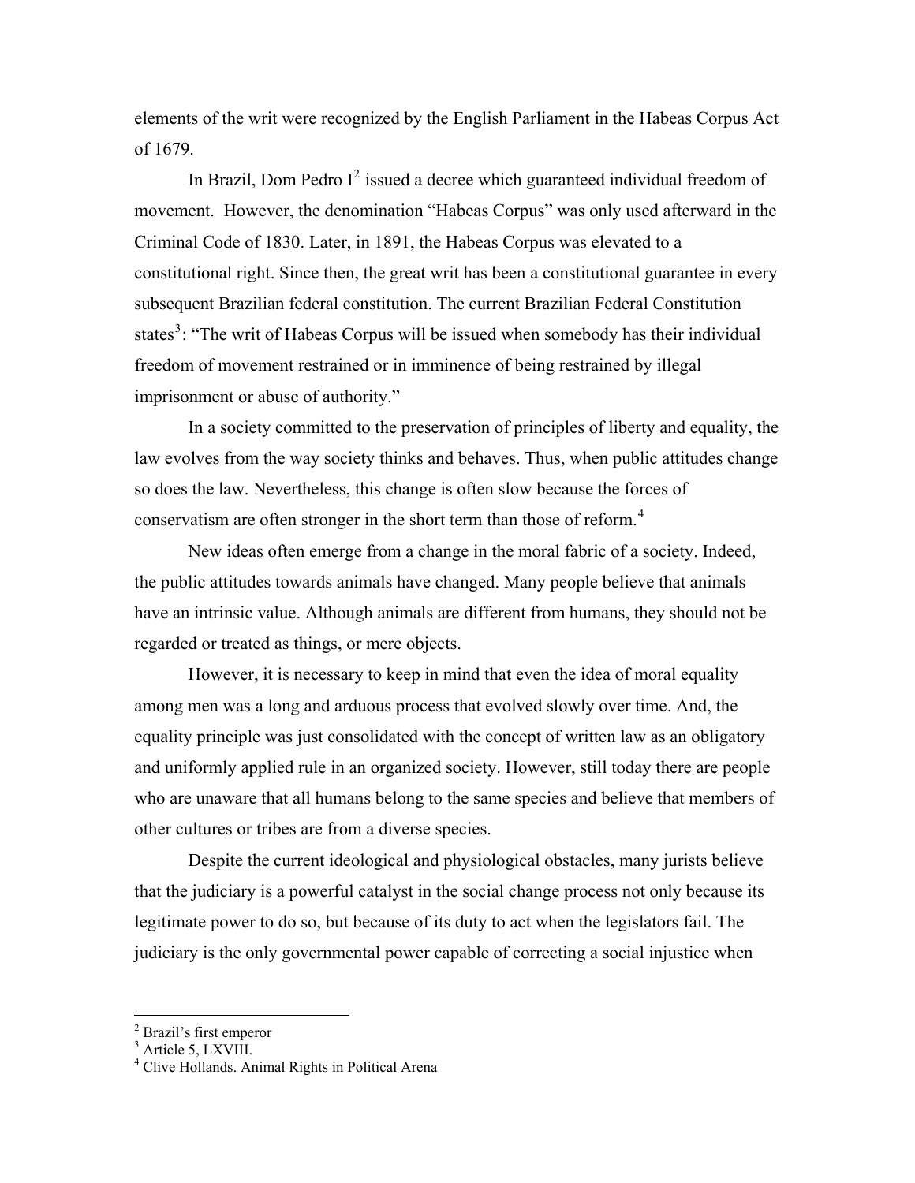elements of the writ were recognized by the English Parliament in the Habeas Corpus Act of 1679.

In Brazil, Dom Pedro I[2] issued a decree which guaranteed individual freedom of movement. However, the denomination "Habeas Corpus" was only used afterward in the Criminal Code of 1830. Later, in 1891, the Habeas Corpus was elevated to a constitutional right. Since then, the great writ has been a constitutional guarantee in every subsequent Brazilian federal constitution. The current Brazilian Federal Constitution states[3]: "The writ of Habeas Corpus will be issued when somebody has their individual freedom of movement restrained or in imminence of being restrained by illegal imprisonment or abuse of authority."

In a society committed to the preservation of principles of liberty and equality, the law evolves from the way society thinks and behaves. Thus, when public attitudes change so does the law. Nevertheless, this change is often slow because the forces of conservatism are often stronger in the short term than those of reform.[4]

New ideas often emerge from a change in the moral fabric of a society. Indeed, the public attitudes towards animals have changed. Many people believe that animals have an intrinsic value. Although animals are different from humans, they should not be regarded or treated as things, or mere objects.

However, it is necessary to keep in mind that even the idea of moral equality among men was a long and arduous process that evolved slowly over time. And, the equality principle was just consolidated with the concept of written law as an obligatory and uniformly applied rule in an organized society. However, still today there are people who are unaware that all humans belong to the same species and believe that members of other cultures or tribes are from a diverse species.

Despite the current ideological and physiological obstacles, many jurists believe that the judiciary is a powerful catalyst in the social change process not only because its legitimate power to do so, but because of its duty to act when the legislators fail. The judiciary is the only governmental power capable of correcting a social injustice when

---

[2] Brazil's first emperor

[3] Article 5, LXVIII.

[4] Clive Hollands. Animal Rights in Political Arena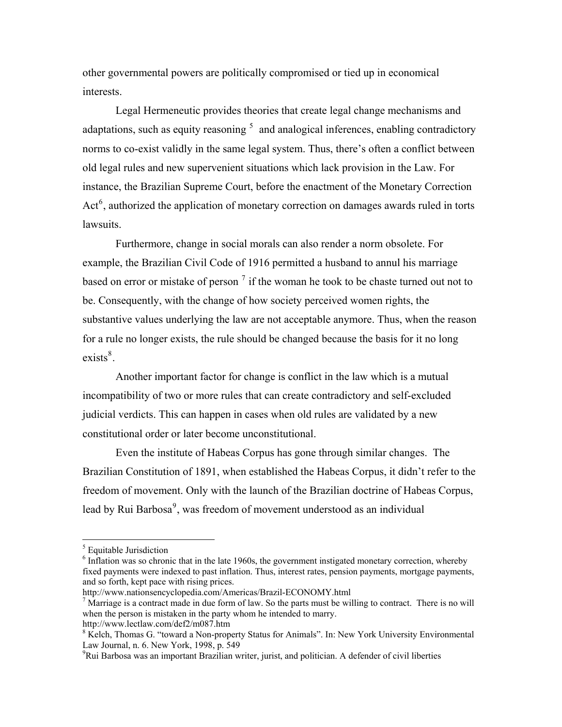other governmental powers are politically compromised or tied up in economical interests.

Legal Hermeneutic provides theories that create legal change mechanisms and adaptations, such as equity reasoning [5] and analogical inferences, enabling contradictory norms to co-exist validly in the same legal system. Thus, there's often a conflict between old legal rules and new supervenient situations which lack provision in the Law. For instance, the Brazilian Supreme Court, before the enactment of the Monetary Correction Act[6], authorized the application of monetary correction on damages awards ruled in torts lawsuits.

Furthermore, change in social morals can also render a norm obsolete. For example, the Brazilian Civil Code of 1916 permitted a husband to annul his marriage based on error or mistake of person [7] if the woman he took to be chaste turned out not to be. Consequently, with the change of how society perceived women rights, the substantive values underlying the law are not acceptable anymore. Thus, when the reason for a rule no longer exists, the rule should be changed because the basis for it no long exists[8].

Another important factor for change is conflict in the law which is a mutual incompatibility of two or more rules that can create contradictory and self-excluded judicial verdicts. This can happen in cases when old rules are validated by a new constitutional order or later become unconstitutional.

Even the institute of Habeas Corpus has gone through similar changes. The Brazilian Constitution of 1891, when established the Habeas Corpus, it didn't refer to the freedom of movement. Only with the launch of the Brazilian doctrine of Habeas Corpus, lead by Rui Barbosa[9], was freedom of movement understood as an individual

---

[5] Equitable Jurisdiction

[6] Inflation was so chronic that in the late 1960s, the government instigated monetary correction, whereby fixed payments were indexed to past inflation. Thus, interest rates, pension payments, mortgage payments, and so forth, kept pace with rising prices.
http://www.nationsencyclopedia.com/Americas/Brazil-ECONOMY.html

[7] Marriage is a contract made in due form of law. So the parts must be willing to contract. There is no will when the person is mistaken in the party whom he intended to marry.
http://www.lectlaw.com/def2/m087.htm

[8] Kelch, Thomas G. "toward a Non-property Status for Animals". In: New York University Environmental Law Journal, n. 6. New York, 1998, p. 549

[9] Rui Barbosa was an important Brazilian writer, jurist, and politician. A defender of civil liberties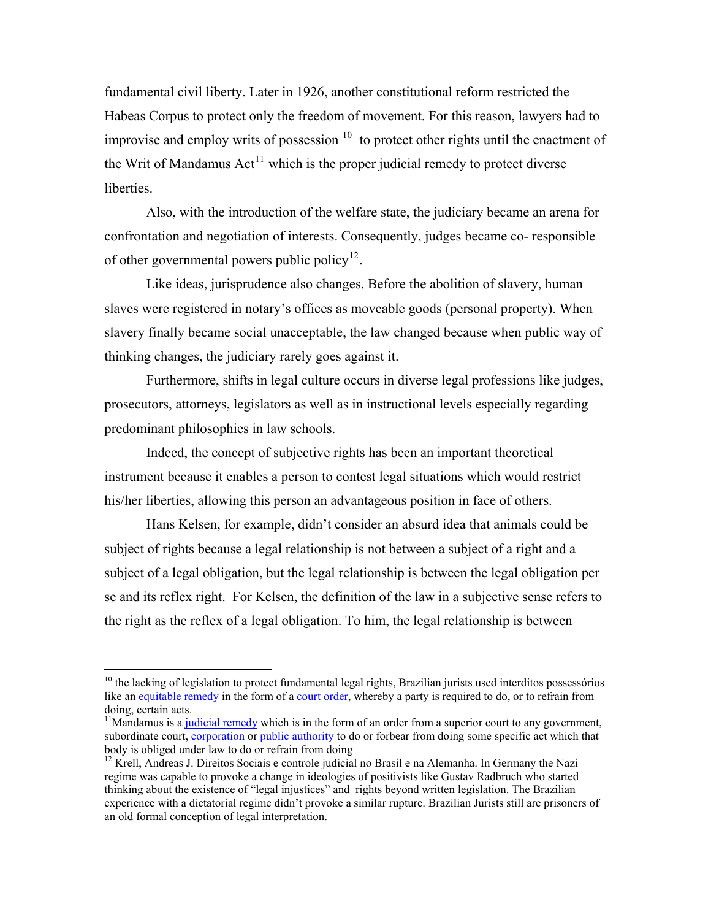fundamental civil liberty. Later in 1926, another constitutional reform restricted the Habeas Corpus to protect only the freedom of movement. For this reason, lawyers had to improvise and employ writs of possession [10] to protect other rights until the enactment of the Writ of Mandamus Act[11] which is the proper judicial remedy to protect diverse liberties.

Also, with the introduction of the welfare state, the judiciary became an arena for confrontation and negotiation of interests. Consequently, judges became co- responsible of other governmental powers public policy[12].

Like ideas, jurisprudence also changes. Before the abolition of slavery, human slaves were registered in notary's offices as moveable goods (personal property). When slavery finally became social unacceptable, the law changed because when public way of thinking changes, the judiciary rarely goes against it.

Furthermore, shifts in legal culture occurs in diverse legal professions like judges, prosecutors, attorneys, legislators as well as in instructional levels especially regarding predominant philosophies in law schools.

Indeed, the concept of subjective rights has been an important theoretical instrument because it enables a person to contest legal situations which would restrict his/her liberties, allowing this person an advantageous position in face of others.

Hans Kelsen, for example, didn't consider an absurd idea that animals could be subject of rights because a legal relationship is not between a subject of a right and a subject of a legal obligation, but the legal relationship is between the legal obligation per se and its reflex right. For Kelsen, the definition of the law in a subjective sense refers to the right as the reflex of a legal obligation. To him, the legal relationship is between

---

[10] the lacking of legislation to protect fundamental legal rights, Brazilian jurists used interditos possessórios like an equitable remedy in the form of a court order, whereby a party is required to do, or to refrain from doing, certain acts.

[11] Mandamus is a judicial remedy which is in the form of an order from a superior court to any government, subordinate court, corporation or public authority to do or forbear from doing some specific act which that body is obliged under law to do or refrain from doing

[12] Krell, Andreas J. Direitos Sociais e controle judicial no Brasil e na Alemanha. In Germany the Nazi regime was capable to provoke a change in ideologies of positivists like Gustav Radbruch who started thinking about the existence of "legal injustices" and rights beyond written legislation. The Brazilian experience with a dictatorial regime didn't provoke a similar rupture. Brazilian Jurists still are prisoners of an old formal conception of legal interpretation.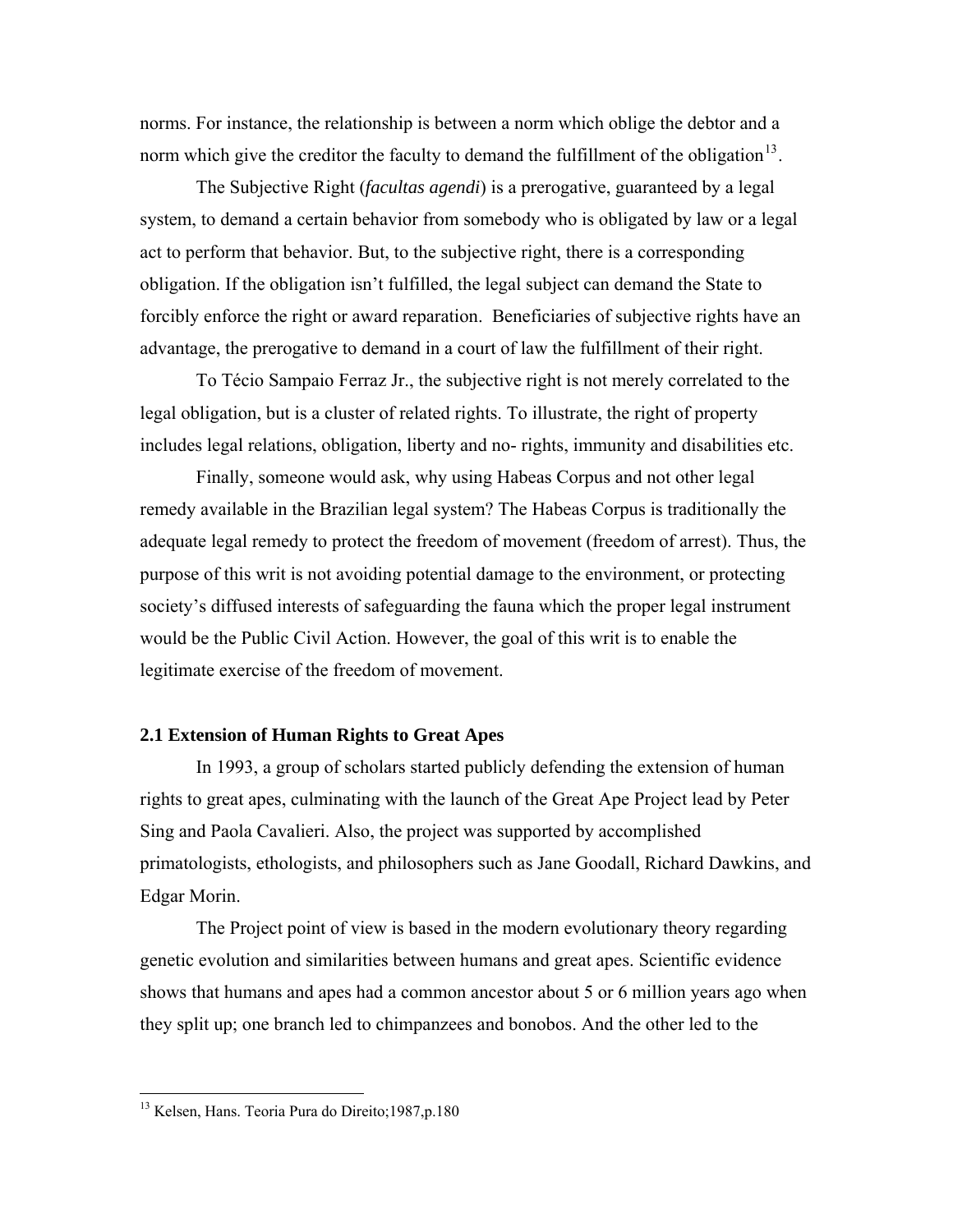norms. For instance, the relationship is between a norm which oblige the debtor and a norm which give the creditor the faculty to demand the fulfillment of the obligation[13].

The Subjective Right (*facultas agendi*) is a prerogative, guaranteed by a legal system, to demand a certain behavior from somebody who is obligated by law or a legal act to perform that behavior. But, to the subjective right, there is a corresponding obligation. If the obligation isn't fulfilled, the legal subject can demand the State to forcibly enforce the right or award reparation. Beneficiaries of subjective rights have an advantage, the prerogative to demand in a court of law the fulfillment of their right.

To Técio Sampaio Ferraz Jr., the subjective right is not merely correlated to the legal obligation, but is a cluster of related rights. To illustrate, the right of property includes legal relations, obligation, liberty and no- rights, immunity and disabilities etc.

Finally, someone would ask, why using Habeas Corpus and not other legal remedy available in the Brazilian legal system? The Habeas Corpus is traditionally the adequate legal remedy to protect the freedom of movement (freedom of arrest). Thus, the purpose of this writ is not avoiding potential damage to the environment, or protecting society's diffused interests of safeguarding the fauna which the proper legal instrument would be the Public Civil Action. However, the goal of this writ is to enable the legitimate exercise of the freedom of movement.

### 2.1 Extension of Human Rights to Great Apes

In 1993, a group of scholars started publicly defending the extension of human rights to great apes, culminating with the launch of the Great Ape Project lead by Peter Sing and Paola Cavalieri. Also, the project was supported by accomplished primatologists, ethologists, and philosophers such as Jane Goodall, Richard Dawkins, and Edgar Morin.

The Project point of view is based in the modern evolutionary theory regarding genetic evolution and similarities between humans and great apes. Scientific evidence shows that humans and apes had a common ancestor about 5 or 6 million years ago when they split up; one branch led to chimpanzees and bonobos. And the other led to the

---

[13] Kelsen, Hans. Teoria Pura do Direito;1987,p.180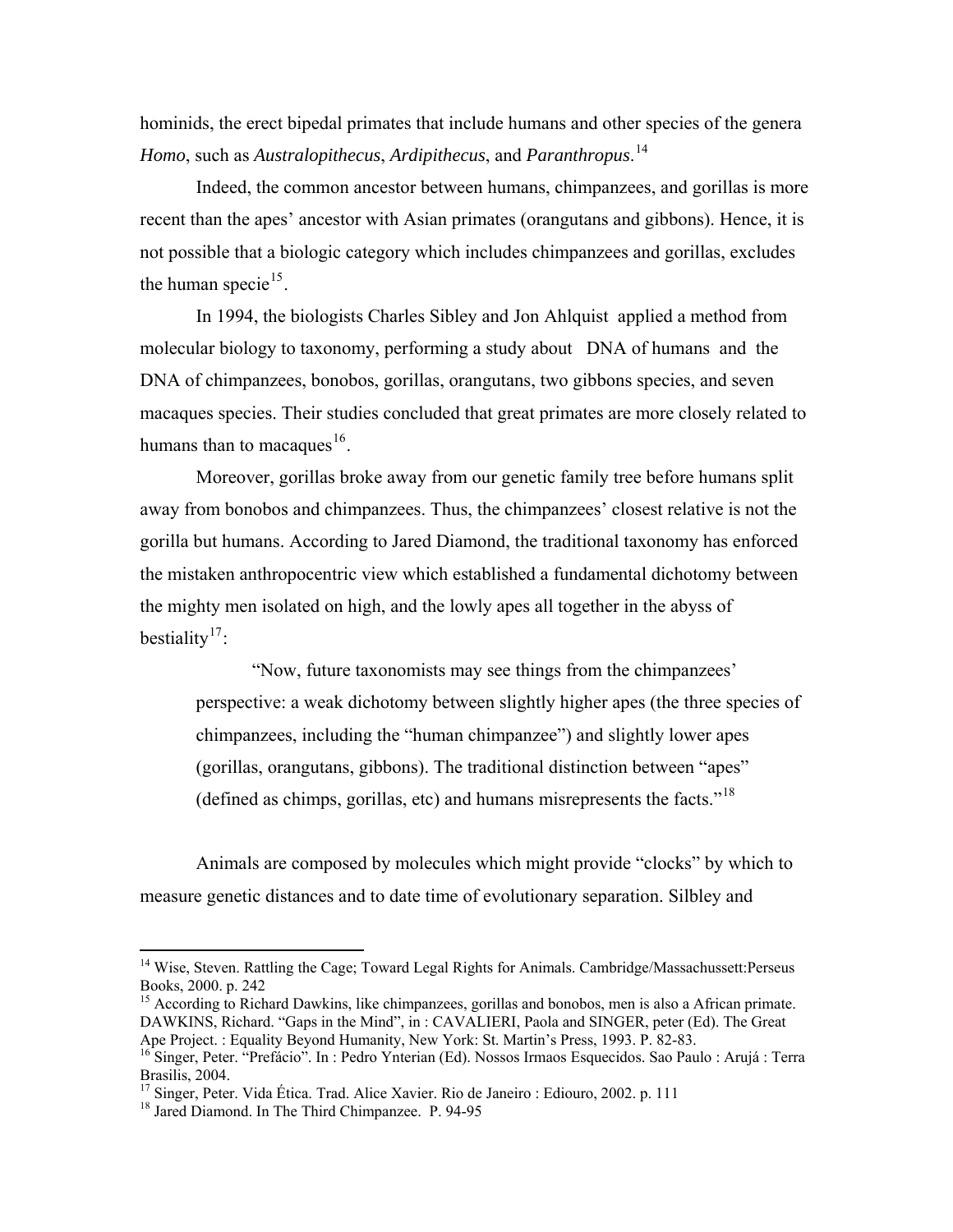hominids, the erect bipedal primates that include humans and other species of the genera *Homo*, such as *Australopithecus*, *Ardipithecus*, and *Paranthropus*.[14]

Indeed, the common ancestor between humans, chimpanzees, and gorillas is more recent than the apes' ancestor with Asian primates (orangutans and gibbons). Hence, it is not possible that a biologic category which includes chimpanzees and gorillas, excludes the human specie[15].

In 1994, the biologists Charles Sibley and Jon Ahlquist applied a method from molecular biology to taxonomy, performing a study about DNA of humans and the DNA of chimpanzees, bonobos, gorillas, orangutans, two gibbons species, and seven macaques species. Their studies concluded that great primates are more closely related to humans than to macaques[16].

Moreover, gorillas broke away from our genetic family tree before humans split away from bonobos and chimpanzees. Thus, the chimpanzees' closest relative is not the gorilla but humans. According to Jared Diamond, the traditional taxonomy has enforced the mistaken anthropocentric view which established a fundamental dichotomy between the mighty men isolated on high, and the lowly apes all together in the abyss of bestiality[17]:

> "Now, future taxonomists may see things from the chimpanzees' perspective: a weak dichotomy between slightly higher apes (the three species of chimpanzees, including the "human chimpanzee") and slightly lower apes (gorillas, orangutans, gibbons). The traditional distinction between "apes" (defined as chimps, gorillas, etc) and humans misrepresents the facts."[18]

Animals are composed by molecules which might provide "clocks" by which to measure genetic distances and to date time of evolutionary separation. Silbley and

---

[14] Wise, Steven. Rattling the Cage; Toward Legal Rights for Animals. Cambridge/Massachussett:Perseus Books, 2000. p. 242

[15] According to Richard Dawkins, like chimpanzees, gorillas and bonobos, men is also a African primate. DAWKINS, Richard. "Gaps in the Mind", in : CAVALIERI, Paola and SINGER, peter (Ed). The Great Ape Project. : Equality Beyond Humanity, New York: St. Martin's Press, 1993. P. 82-83.

[16] Singer, Peter. "Prefácio". In : Pedro Ynterian (Ed). Nossos Irmaos Esquecidos. Sao Paulo : Arujá : Terra Brasilis, 2004.

[17] Singer, Peter. Vida Ética. Trad. Alice Xavier. Rio de Janeiro : Ediouro, 2002. p. 111

[18] Jared Diamond. In The Third Chimpanzee. P. 94-95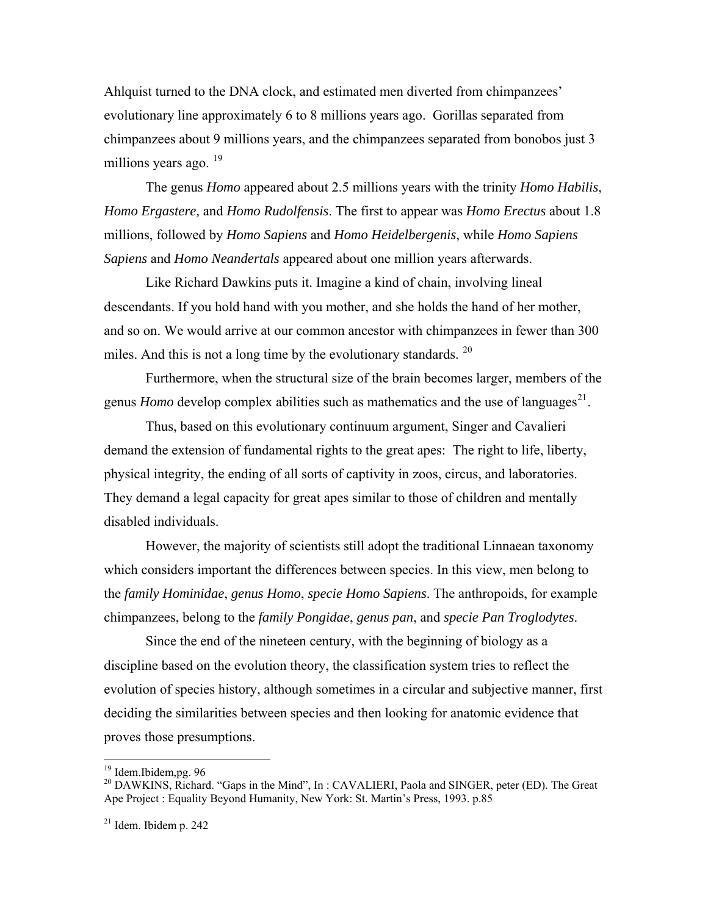Ahlquist turned to the DNA clock, and estimated men diverted from chimpanzees' evolutionary line approximately 6 to 8 millions years ago. Gorillas separated from chimpanzees about 9 millions years, and the chimpanzees separated from bonobos just 3 millions years ago. [19]

The genus *Homo* appeared about 2.5 millions years with the trinity *Homo Habilis*, *Homo Ergastere,* and *Homo Rudolfensis*. The first to appear was *Homo Erectus* about 1.8 millions, followed by *Homo Sapiens* and *Homo Heidelbergenis*, while *Homo Sapiens Sapiens* and *Homo Neandertals* appeared about one million years afterwards.

Like Richard Dawkins puts it. Imagine a kind of chain, involving lineal descendants. If you hold hand with you mother, and she holds the hand of her mother, and so on. We would arrive at our common ancestor with chimpanzees in fewer than 300 miles. And this is not a long time by the evolutionary standards. [20]

Furthermore, when the structural size of the brain becomes larger, members of the genus *Homo* develop complex abilities such as mathematics and the use of languages[21].

Thus, based on this evolutionary continuum argument, Singer and Cavalieri demand the extension of fundamental rights to the great apes: The right to life, liberty, physical integrity, the ending of all sorts of captivity in zoos, circus, and laboratories. They demand a legal capacity for great apes similar to those of children and mentally disabled individuals.

However, the majority of scientists still adopt the traditional Linnaean taxonomy which considers important the differences between species. In this view, men belong to the *family Hominidae*, *genus Homo*, *specie Homo Sapiens*. The anthropoids, for example chimpanzees, belong to the *family Pongidae*, *genus pan*, and *specie Pan Troglodytes*.

Since the end of the nineteen century, with the beginning of biology as a discipline based on the evolution theory, the classification system tries to reflect the evolution of species history, although sometimes in a circular and subjective manner, first deciding the similarities between species and then looking for anatomic evidence that proves those presumptions.

---

[19] Idem.Ibidem,pg. 96

[20] DAWKINS, Richard. "Gaps in the Mind", In : CAVALIERI, Paola and SINGER, peter (ED). The Great Ape Project : Equality Beyond Humanity, New York: St. Martin's Press, 1993. p.85

[21] Idem. Ibidem p. 242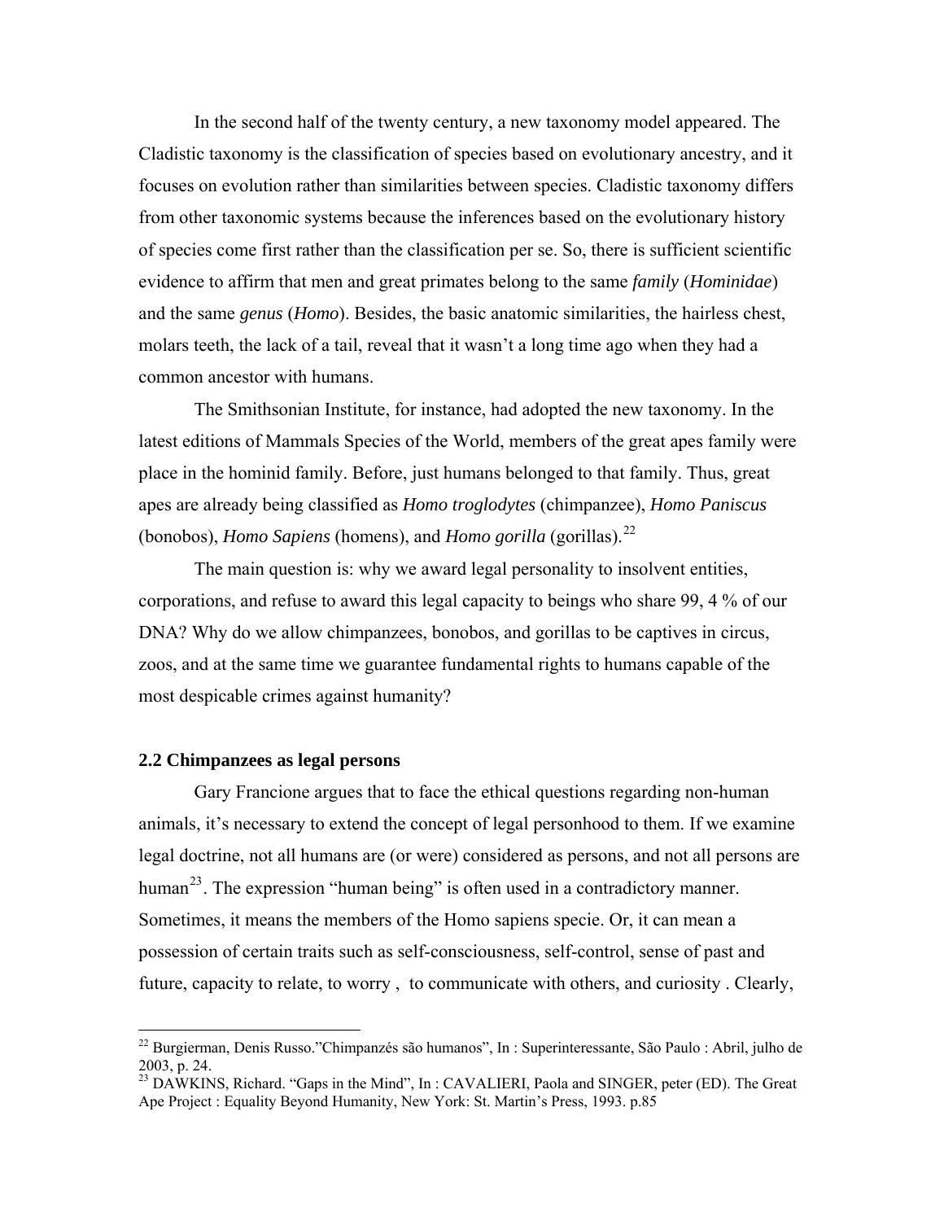In the second half of the twenty century, a new taxonomy model appeared. The Cladistic taxonomy is the classification of species based on evolutionary ancestry, and it focuses on evolution rather than similarities between species. Cladistic taxonomy differs from other taxonomic systems because the inferences based on the evolutionary history of species come first rather than the classification per se. So, there is sufficient scientific evidence to affirm that men and great primates belong to the same *family* (*Hominidae*) and the same *genus* (*Homo*). Besides, the basic anatomic similarities, the hairless chest, molars teeth, the lack of a tail, reveal that it wasn't a long time ago when they had a common ancestor with humans.

The Smithsonian Institute, for instance, had adopted the new taxonomy. In the latest editions of Mammals Species of the World, members of the great apes family were place in the hominid family. Before, just humans belonged to that family. Thus, great apes are already being classified as *Homo troglodytes* (chimpanzee), *Homo Paniscus* (bonobos), *Homo Sapiens* (homens), and *Homo gorilla* (gorillas).[22]

The main question is: why we award legal personality to insolvent entities, corporations, and refuse to award this legal capacity to beings who share 99, 4 % of our DNA? Why do we allow chimpanzees, bonobos, and gorillas to be captives in circus, zoos, and at the same time we guarantee fundamental rights to humans capable of the most despicable crimes against humanity?

### 2.2 Chimpanzees as legal persons

Gary Francione argues that to face the ethical questions regarding non-human animals, it's necessary to extend the concept of legal personhood to them. If we examine legal doctrine, not all humans are (or were) considered as persons, and not all persons are human[23]. The expression "human being" is often used in a contradictory manner. Sometimes, it means the members of the Homo sapiens specie. Or, it can mean a possession of certain traits such as self-consciousness, self-control, sense of past and future, capacity to relate, to worry , to communicate with others, and curiosity . Clearly,

---

[22] Burgierman, Denis Russo."Chimpanzés são humanos", In : Superinteressante, São Paulo : Abril, julho de 2003, p. 24.

[23] DAWKINS, Richard. "Gaps in the Mind", In : CAVALIERI, Paola and SINGER, peter (ED). The Great Ape Project : Equality Beyond Humanity, New York: St. Martin's Press, 1993. p.85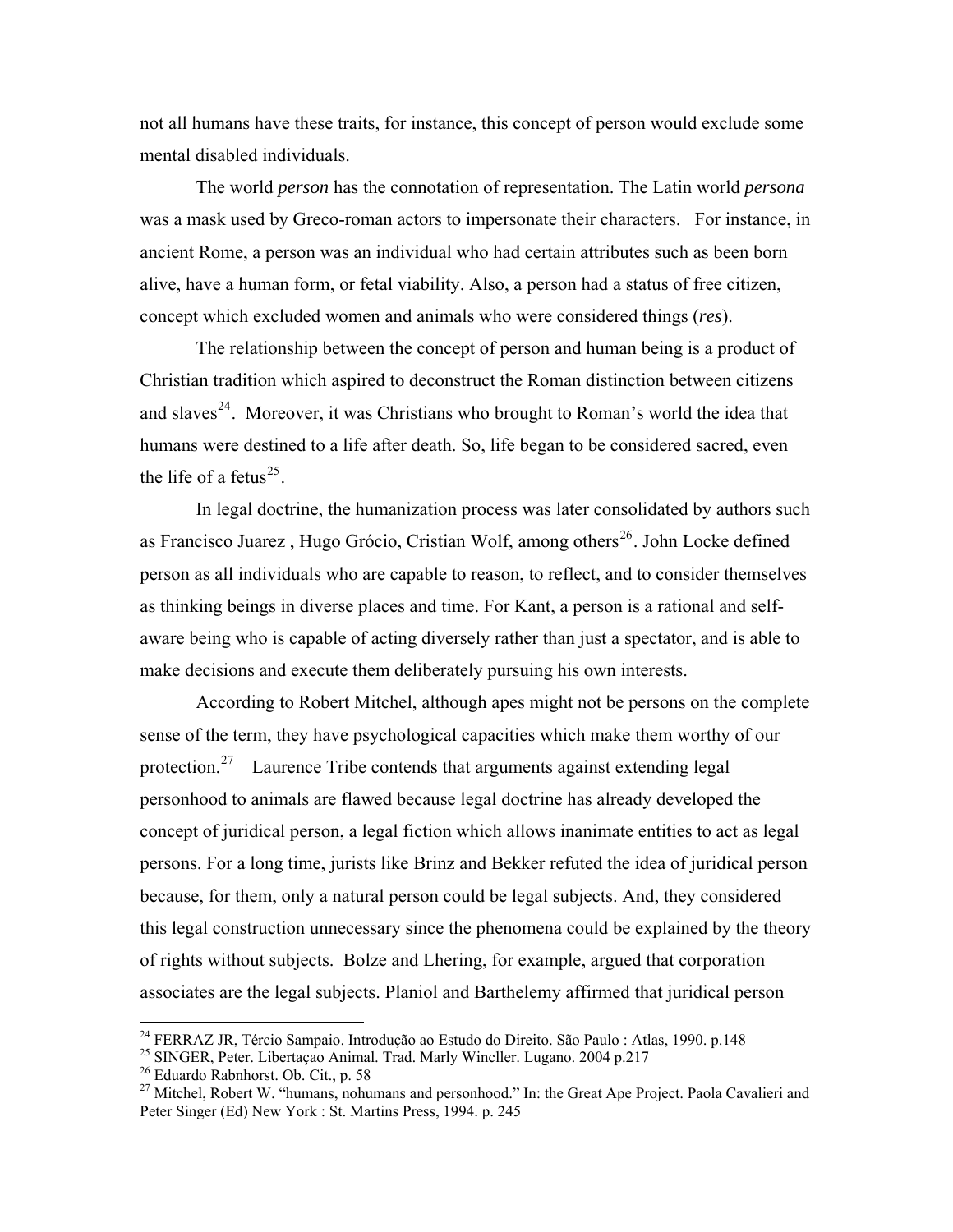not all humans have these traits, for instance, this concept of person would exclude some mental disabled individuals.

The world *person* has the connotation of representation. The Latin world *persona* was a mask used by Greco-roman actors to impersonate their characters. For instance, in ancient Rome, a person was an individual who had certain attributes such as been born alive, have a human form, or fetal viability. Also, a person had a status of free citizen, concept which excluded women and animals who were considered things (*res*).

The relationship between the concept of person and human being is a product of Christian tradition which aspired to deconstruct the Roman distinction between citizens and slaves[24]. Moreover, it was Christians who brought to Roman's world the idea that humans were destined to a life after death. So, life began to be considered sacred, even the life of a fetus[25].

In legal doctrine, the humanization process was later consolidated by authors such as Francisco Juarez , Hugo Grócio, Cristian Wolf, among others[26]. John Locke defined person as all individuals who are capable to reason, to reflect, and to consider themselves as thinking beings in diverse places and time. For Kant, a person is a rational and self-aware being who is capable of acting diversely rather than just a spectator, and is able to make decisions and execute them deliberately pursuing his own interests.

According to Robert Mitchel, although apes might not be persons on the complete sense of the term, they have psychological capacities which make them worthy of our protection.[27] Laurence Tribe contends that arguments against extending legal personhood to animals are flawed because legal doctrine has already developed the concept of juridical person, a legal fiction which allows inanimate entities to act as legal persons. For a long time, jurists like Brinz and Bekker refuted the idea of juridical person because, for them, only a natural person could be legal subjects. And, they considered this legal construction unnecessary since the phenomena could be explained by the theory of rights without subjects. Bolze and Lhering, for example, argued that corporation associates are the legal subjects. Planiol and Barthelemy affirmed that juridical person

---

[24] FERRAZ JR, Tércio Sampaio. Introdução ao Estudo do Direito. São Paulo : Atlas, 1990. p.148

[25] SINGER, Peter. Libertaçao Animal. Trad. Marly Wincller. Lugano. 2004 p.217

[26] Eduardo Rabnhorst. Ob. Cit., p. 58

[27] Mitchel, Robert W. "humans, nohumans and personhood." In: the Great Ape Project. Paola Cavalieri and Peter Singer (Ed) New York : St. Martins Press, 1994. p. 245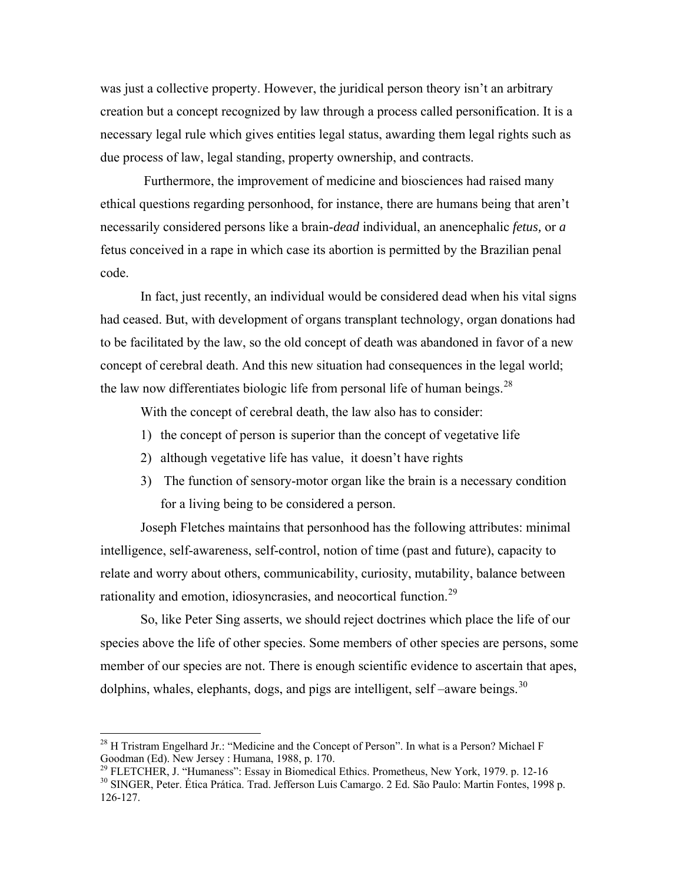was just a collective property. However, the juridical person theory isn't an arbitrary creation but a concept recognized by law through a process called personification. It is a necessary legal rule which gives entities legal status, awarding them legal rights such as due process of law, legal standing, property ownership, and contracts.

Furthermore, the improvement of medicine and biosciences had raised many ethical questions regarding personhood, for instance, there are humans being that aren't necessarily considered persons like a brain-*dead* individual, an anencephalic *fetus,* or *a* fetus conceived in a rape in which case its abortion is permitted by the Brazilian penal code.

In fact, just recently, an individual would be considered dead when his vital signs had ceased. But, with development of organs transplant technology, organ donations had to be facilitated by the law, so the old concept of death was abandoned in favor of a new concept of cerebral death. And this new situation had consequences in the legal world; the law now differentiates biologic life from personal life of human beings.[28]

With the concept of cerebral death, the law also has to consider:

1) the concept of person is superior than the concept of vegetative life
2) although vegetative life has value, it doesn't have rights
3) The function of sensory-motor organ like the brain is a necessary condition for a living being to be considered a person.

Joseph Fletches maintains that personhood has the following attributes: minimal intelligence, self-awareness, self-control, notion of time (past and future), capacity to relate and worry about others, communicability, curiosity, mutability, balance between rationality and emotion, idiosyncrasies, and neocortical function.[29]

So, like Peter Sing asserts, we should reject doctrines which place the life of our species above the life of other species. Some members of other species are persons, some member of our species are not. There is enough scientific evidence to ascertain that apes, dolphins, whales, elephants, dogs, and pigs are intelligent, self –aware beings.[30]

---

[28] H Tristram Engelhard Jr.: "Medicine and the Concept of Person". In what is a Person? Michael F Goodman (Ed). New Jersey : Humana, 1988, p. 170.

[29] FLETCHER, J. "Humaness": Essay in Biomedical Ethics. Prometheus, New York, 1979. p. 12-16

[30] SINGER, Peter. Ética Prática. Trad. Jefferson Luis Camargo. 2 Ed. São Paulo: Martin Fontes, 1998 p. 126-127.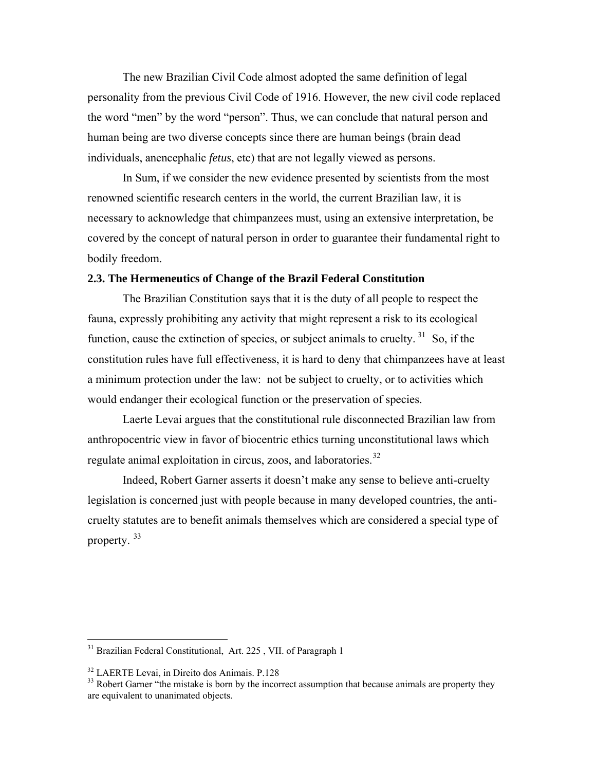The new Brazilian Civil Code almost adopted the same definition of legal personality from the previous Civil Code of 1916. However, the new civil code replaced the word "men" by the word "person". Thus, we can conclude that natural person and human being are two diverse concepts since there are human beings (brain dead individuals, anencephalic *fetus*, etc) that are not legally viewed as persons.

In Sum, if we consider the new evidence presented by scientists from the most renowned scientific research centers in the world, the current Brazilian law, it is necessary to acknowledge that chimpanzees must, using an extensive interpretation, be covered by the concept of natural person in order to guarantee their fundamental right to bodily freedom.

### 2.3. The Hermeneutics of Change of the Brazil Federal Constitution

The Brazilian Constitution says that it is the duty of all people to respect the fauna, expressly prohibiting any activity that might represent a risk to its ecological function, cause the extinction of species, or subject animals to cruelty. [31] So, if the constitution rules have full effectiveness, it is hard to deny that chimpanzees have at least a minimum protection under the law: not be subject to cruelty, or to activities which would endanger their ecological function or the preservation of species.

Laerte Levai argues that the constitutional rule disconnected Brazilian law from anthropocentric view in favor of biocentric ethics turning unconstitutional laws which regulate animal exploitation in circus, zoos, and laboratories.[32]

Indeed, Robert Garner asserts it doesn't make any sense to believe anti-cruelty legislation is concerned just with people because in many developed countries, the anti-cruelty statutes are to benefit animals themselves which are considered a special type of property. [33]

---

[31] Brazilian Federal Constitutional, Art. 225 , VII. of Paragraph 1

[32] LAERTE Levai, in Direito dos Animais. P.128

[33] Robert Garner "the mistake is born by the incorrect assumption that because animals are property they are equivalent to unanimated objects.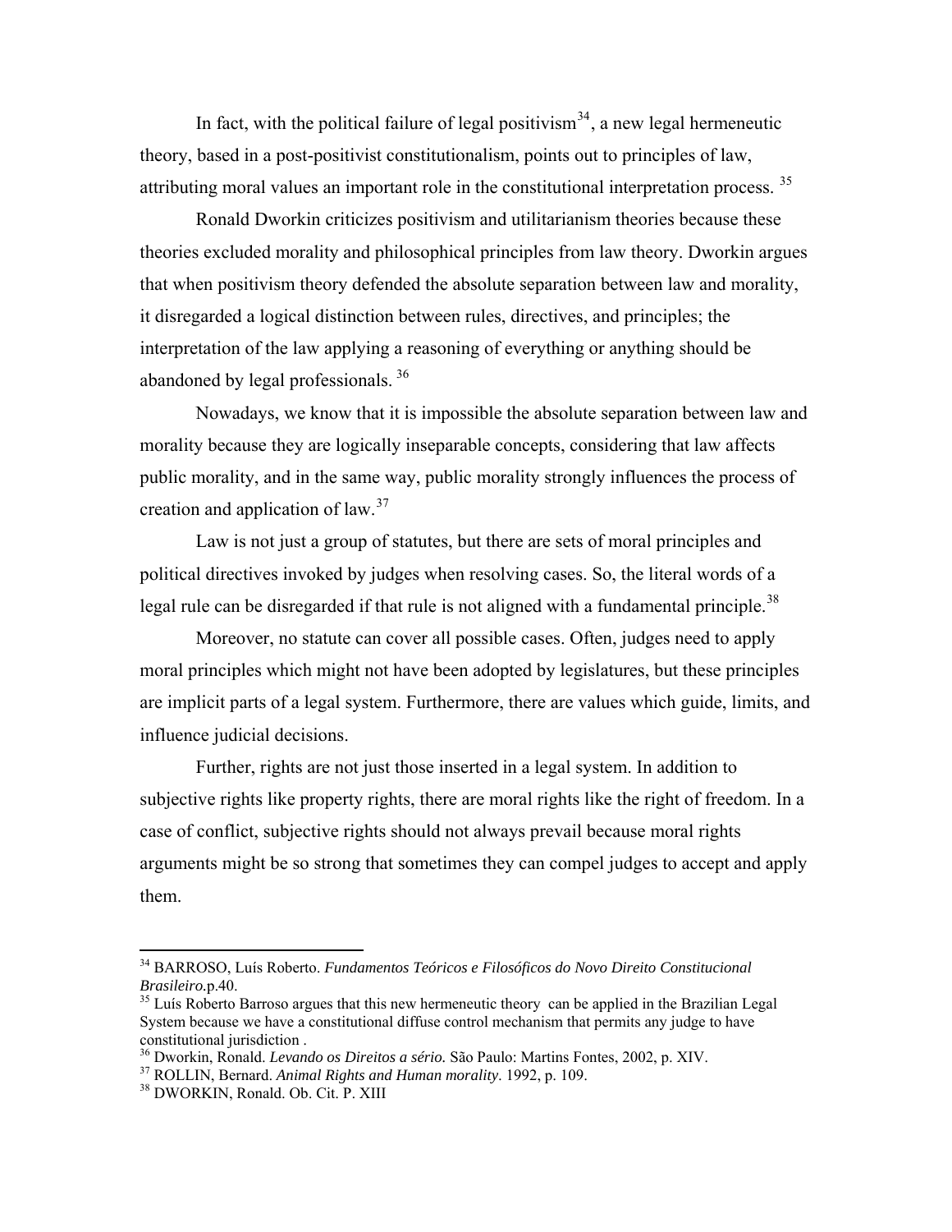In fact, with the political failure of legal positivism[34], a new legal hermeneutic theory, based in a post-positivist constitutionalism, points out to principles of law, attributing moral values an important role in the constitutional interpretation process. [35]

Ronald Dworkin criticizes positivism and utilitarianism theories because these theories excluded morality and philosophical principles from law theory. Dworkin argues that when positivism theory defended the absolute separation between law and morality, it disregarded a logical distinction between rules, directives, and principles; the interpretation of the law applying a reasoning of everything or anything should be abandoned by legal professionals. [36]

Nowadays, we know that it is impossible the absolute separation between law and morality because they are logically inseparable concepts, considering that law affects public morality, and in the same way, public morality strongly influences the process of creation and application of law.[37]

Law is not just a group of statutes, but there are sets of moral principles and political directives invoked by judges when resolving cases. So, the literal words of a legal rule can be disregarded if that rule is not aligned with a fundamental principle.[38]

Moreover, no statute can cover all possible cases. Often, judges need to apply moral principles which might not have been adopted by legislatures, but these principles are implicit parts of a legal system. Furthermore, there are values which guide, limits, and influence judicial decisions.

Further, rights are not just those inserted in a legal system. In addition to subjective rights like property rights, there are moral rights like the right of freedom. In a case of conflict, subjective rights should not always prevail because moral rights arguments might be so strong that sometimes they can compel judges to accept and apply them.

---

[34] BARROSO, Luís Roberto. *Fundamentos Teóricos e Filosóficos do Novo Direito Constitucional Brasileiro*.p.40.

[35] Luís Roberto Barroso argues that this new hermeneutic theory can be applied in the Brazilian Legal System because we have a constitutional diffuse control mechanism that permits any judge to have constitutional jurisdiction .

[36] Dworkin, Ronald. *Levando os Direitos a sério.* São Paulo: Martins Fontes, 2002, p. XIV.

[37] ROLLIN, Bernard. *Animal Rights and Human morality*. 1992, p. 109.

[38] DWORKIN, Ronald. Ob. Cit. P. XIII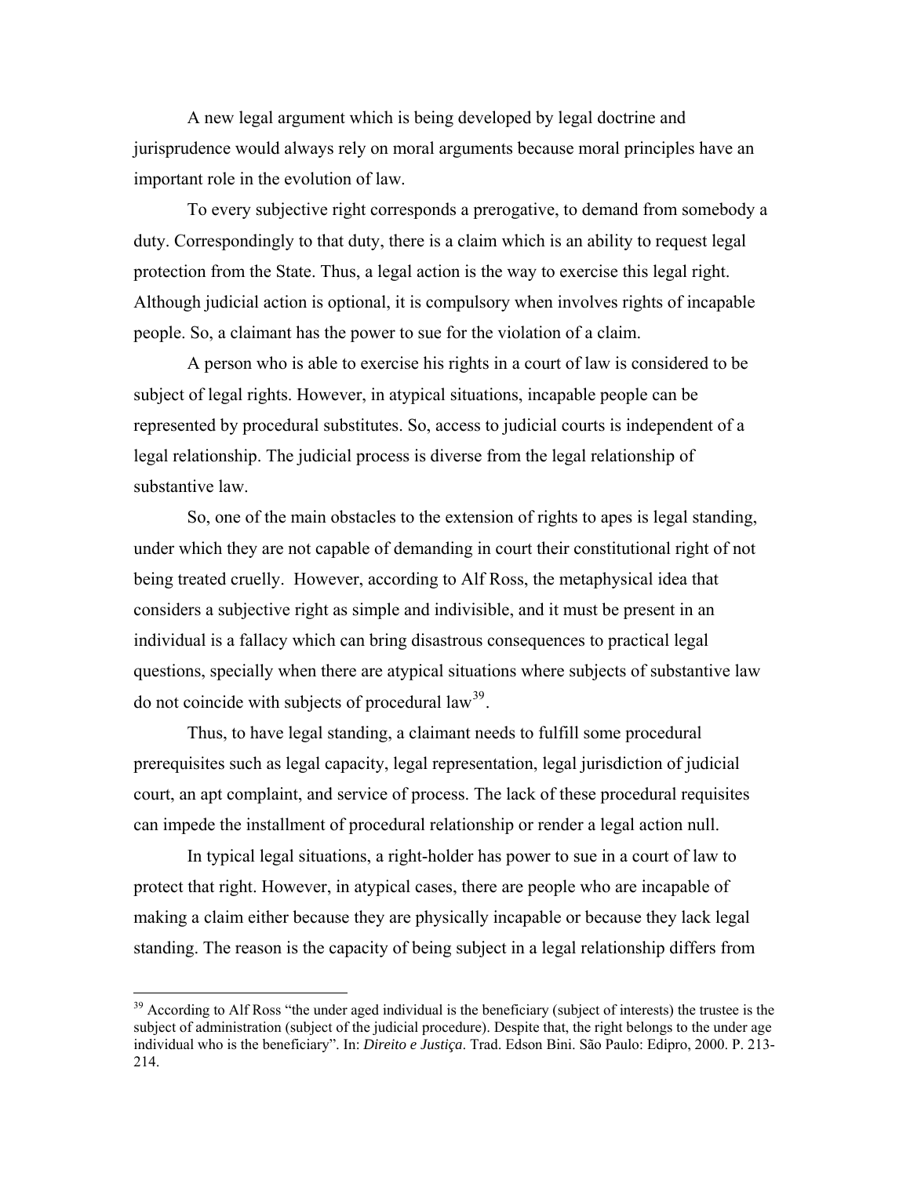A new legal argument which is being developed by legal doctrine and jurisprudence would always rely on moral arguments because moral principles have an important role in the evolution of law.

To every subjective right corresponds a prerogative, to demand from somebody a duty. Correspondingly to that duty, there is a claim which is an ability to request legal protection from the State. Thus, a legal action is the way to exercise this legal right. Although judicial action is optional, it is compulsory when involves rights of incapable people. So, a claimant has the power to sue for the violation of a claim.

A person who is able to exercise his rights in a court of law is considered to be subject of legal rights. However, in atypical situations, incapable people can be represented by procedural substitutes. So, access to judicial courts is independent of a legal relationship. The judicial process is diverse from the legal relationship of substantive law.

So, one of the main obstacles to the extension of rights to apes is legal standing, under which they are not capable of demanding in court their constitutional right of not being treated cruelly. However, according to Alf Ross, the metaphysical idea that considers a subjective right as simple and indivisible, and it must be present in an individual is a fallacy which can bring disastrous consequences to practical legal questions, specially when there are atypical situations where subjects of substantive law do not coincide with subjects of procedural law[39].

Thus, to have legal standing, a claimant needs to fulfill some procedural prerequisites such as legal capacity, legal representation, legal jurisdiction of judicial court, an apt complaint, and service of process. The lack of these procedural requisites can impede the installment of procedural relationship or render a legal action null.

In typical legal situations, a right-holder has power to sue in a court of law to protect that right. However, in atypical cases, there are people who are incapable of making a claim either because they are physically incapable or because they lack legal standing. The reason is the capacity of being subject in a legal relationship differs from

---

[39] According to Alf Ross "the under aged individual is the beneficiary (subject of interests) the trustee is the subject of administration (subject of the judicial procedure). Despite that, the right belongs to the under age individual who is the beneficiary". In: *Direito e Justiça*. Trad. Edson Bini. São Paulo: Edipro, 2000. P. 213-214.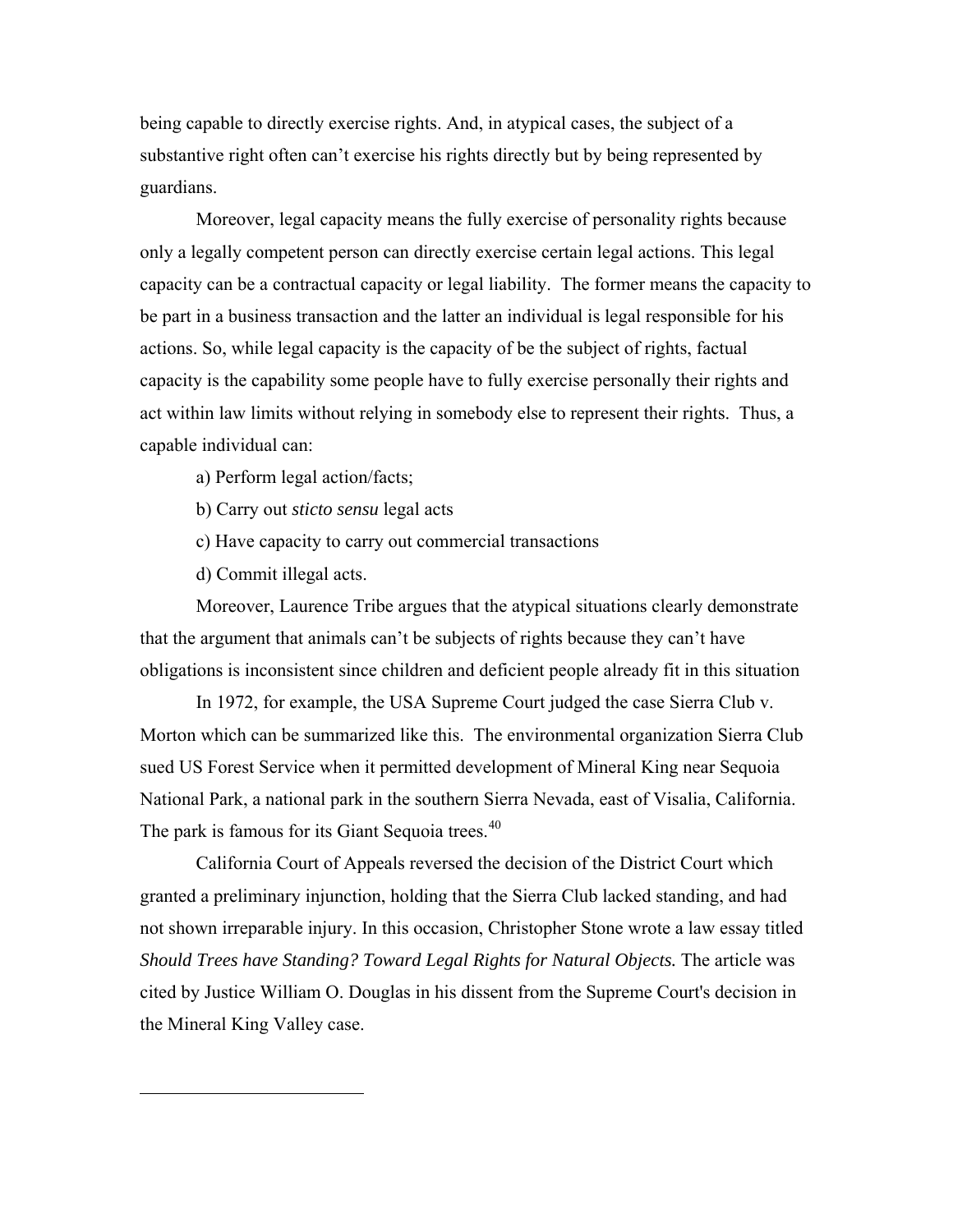being capable to directly exercise rights. And, in atypical cases, the subject of a substantive right often can't exercise his rights directly but by being represented by guardians.

Moreover, legal capacity means the fully exercise of personality rights because only a legally competent person can directly exercise certain legal actions. This legal capacity can be a contractual capacity or legal liability. The former means the capacity to be part in a business transaction and the latter an individual is legal responsible for his actions. So, while legal capacity is the capacity of be the subject of rights, factual capacity is the capability some people have to fully exercise personally their rights and act within law limits without relying in somebody else to represent their rights. Thus, a capable individual can:

a) Perform legal action/facts;

b) Carry out *sticto sensu* legal acts

c) Have capacity to carry out commercial transactions

d) Commit illegal acts.

Moreover, Laurence Tribe argues that the atypical situations clearly demonstrate that the argument that animals can't be subjects of rights because they can't have obligations is inconsistent since children and deficient people already fit in this situation

In 1972, for example, the USA Supreme Court judged the case Sierra Club v. Morton which can be summarized like this. The environmental organization Sierra Club sued US Forest Service when it permitted development of Mineral King near Sequoia National Park, a national park in the southern Sierra Nevada, east of Visalia, California. The park is famous for its Giant Sequoia trees.[40]

California Court of Appeals reversed the decision of the District Court which granted a preliminary injunction, holding that the Sierra Club lacked standing, and had not shown irreparable injury. In this occasion, Christopher Stone wrote a law essay titled *Should Trees have Standing? Toward Legal Rights for Natural Objects.* The article was cited by Justice William O. Douglas in his dissent from the Supreme Court's decision in the Mineral King Valley case.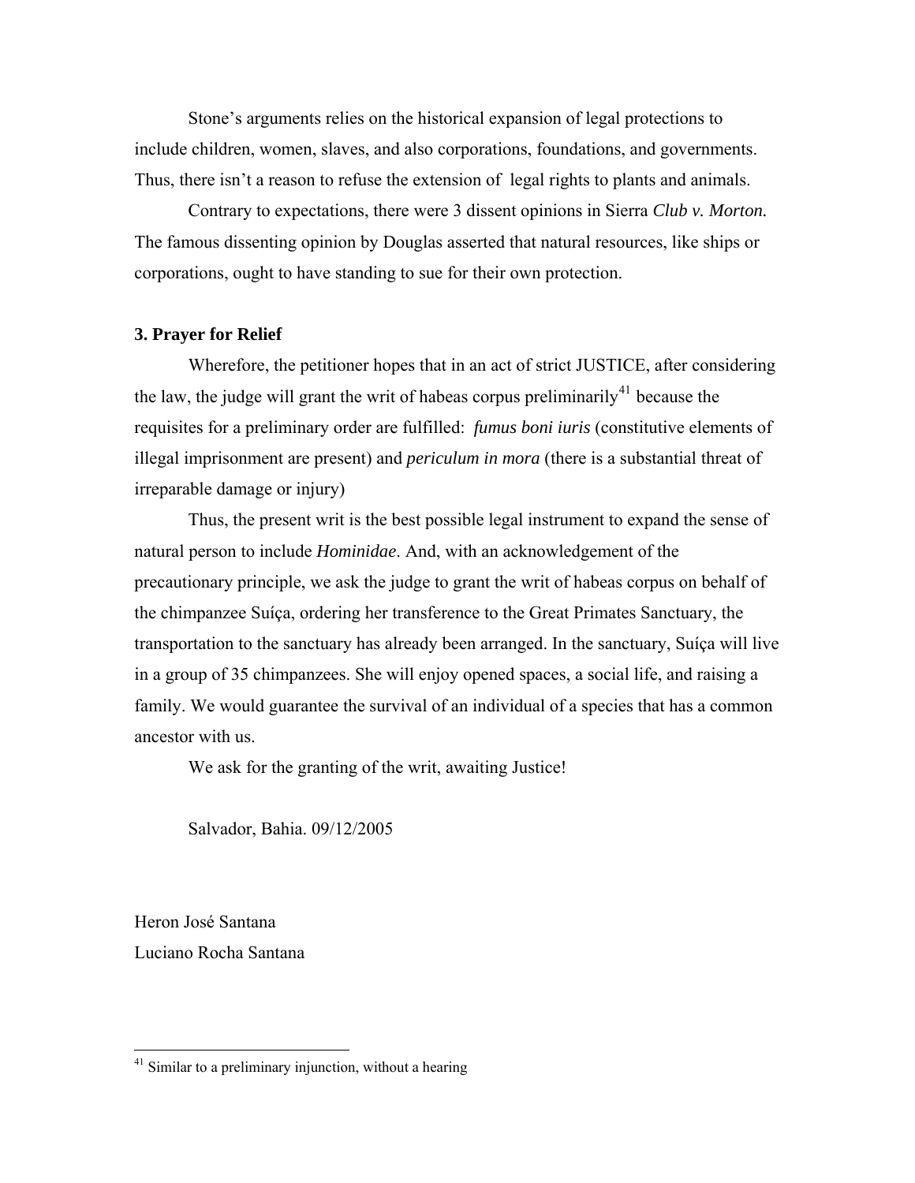Stone's arguments relies on the historical expansion of legal protections to include children, women, slaves, and also corporations, foundations, and governments. Thus, there isn't a reason to refuse the extension of legal rights to plants and animals.

Contrary to expectations, there were 3 dissent opinions in Sierra *Club v. Morton.* The famous dissenting opinion by Douglas asserted that natural resources, like ships or corporations, ought to have standing to sue for their own protection.

**3. Prayer for Relief**

Wherefore, the petitioner hopes that in an act of strict JUSTICE, after considering the law, the judge will grant the writ of habeas corpus preliminarily[41] because the requisites for a preliminary order are fulfilled: *fumus boni iuris* (constitutive elements of illegal imprisonment are present) and *periculum in mora* (there is a substantial threat of irreparable damage or injury)

Thus, the present writ is the best possible legal instrument to expand the sense of natural person to include *Hominidae*. And, with an acknowledgement of the precautionary principle, we ask the judge to grant the writ of habeas corpus on behalf of the chimpanzee Suíça, ordering her transference to the Great Primates Sanctuary, the transportation to the sanctuary has already been arranged. In the sanctuary, Suíça will live in a group of 35 chimpanzees. She will enjoy opened spaces, a social life, and raising a family. We would guarantee the survival of an individual of a species that has a common ancestor with us.

We ask for the granting of the writ, awaiting Justice!

Salvador, Bahia. 09/12/2005

Heron José Santana
Luciano Rocha Santana

---

[41] Similar to a preliminary injunction, without a hearing